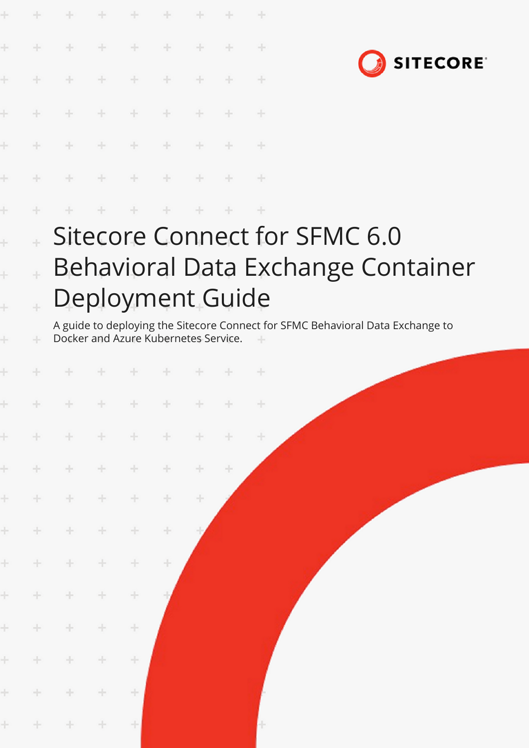SITECORE

# Sitecore Connect for SFMC 6.0 Behavioral Data Exchange Container Deployment Guide

A guide to deploying the Sitecore Connect for SFMC Behavioral Data Exchange to Docker and Azure Kubernetes Service.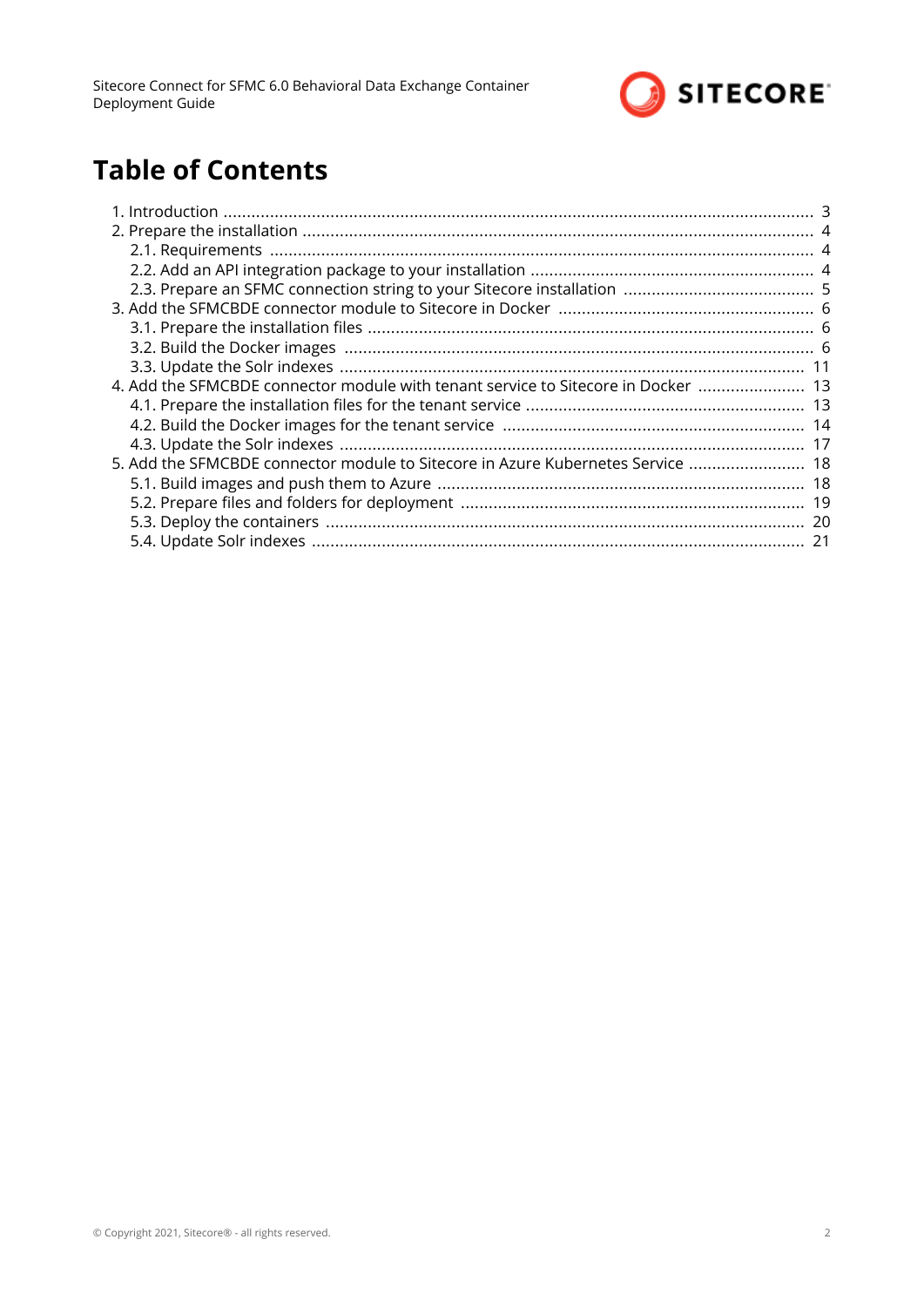# Table of Contents

1. Introduction ... 3
2. Prepare the installation ... 4
   - 2.1. Requirements ... 4
   - 2.2. Add an API integration package to your installation ... 4
   - 2.3. Prepare an SFMC connection string to your Sitecore installation ... 5
3. Add the SFMCBDE connector module to Sitecore in Docker ... 6
   - 3.1. Prepare the installation files ... 6
   - 3.2. Build the Docker images ... 6
   - 3.3. Update the Solr indexes ... 11
4. Add the SFMCBDE connector module with tenant service to Sitecore in Docker ... 13
   - 4.1. Prepare the installation files for the tenant service ... 13
   - 4.2. Build the Docker images for the tenant service ... 14
   - 4.3. Update the Solr indexes ... 17
5. Add the SFMCBDE connector module to Sitecore in Azure Kubernetes Service ... 18
   - 5.1. Build images and push them to Azure ... 18
   - 5.2. Prepare files and folders for deployment ... 19
   - 5.3. Deploy the containers ... 20
   - 5.4. Update Solr indexes ... 21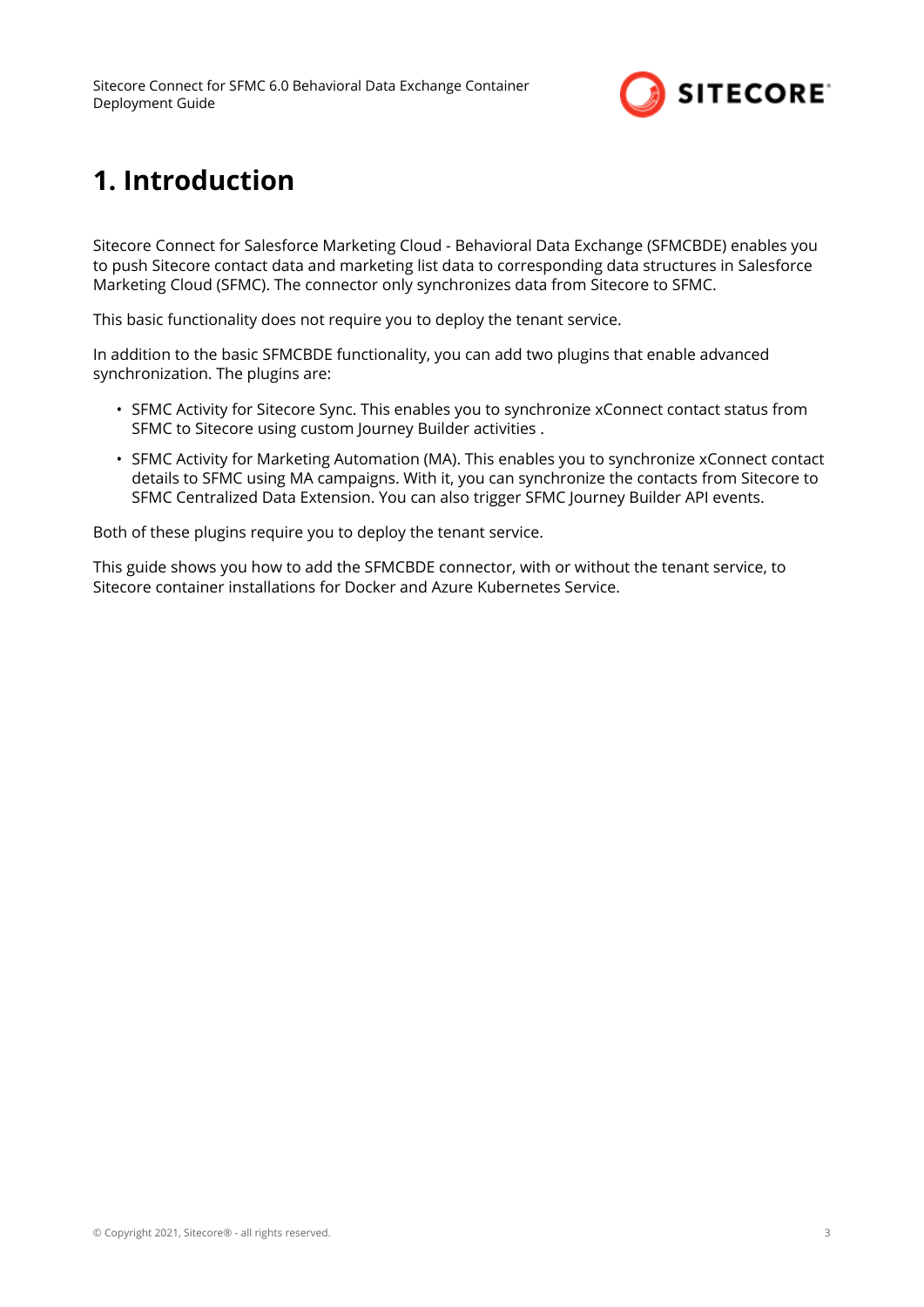# 1. Introduction

Sitecore Connect for Salesforce Marketing Cloud - Behavioral Data Exchange (SFMCBDE) enables you to push Sitecore contact data and marketing list data to corresponding data structures in Salesforce Marketing Cloud (SFMC). The connector only synchronizes data from Sitecore to SFMC.

This basic functionality does not require you to deploy the tenant service.

In addition to the basic SFMCBDE functionality, you can add two plugins that enable advanced synchronization. The plugins are:

- SFMC Activity for Sitecore Sync. This enables you to synchronize xConnect contact status from SFMC to Sitecore using custom Journey Builder activities .
- SFMC Activity for Marketing Automation (MA). This enables you to synchronize xConnect contact details to SFMC using MA campaigns. With it, you can synchronize the contacts from Sitecore to SFMC Centralized Data Extension. You can also trigger SFMC Journey Builder API events.

Both of these plugins require you to deploy the tenant service.

This guide shows you how to add the SFMCBDE connector, with or without the tenant service, to Sitecore container installations for Docker and Azure Kubernetes Service.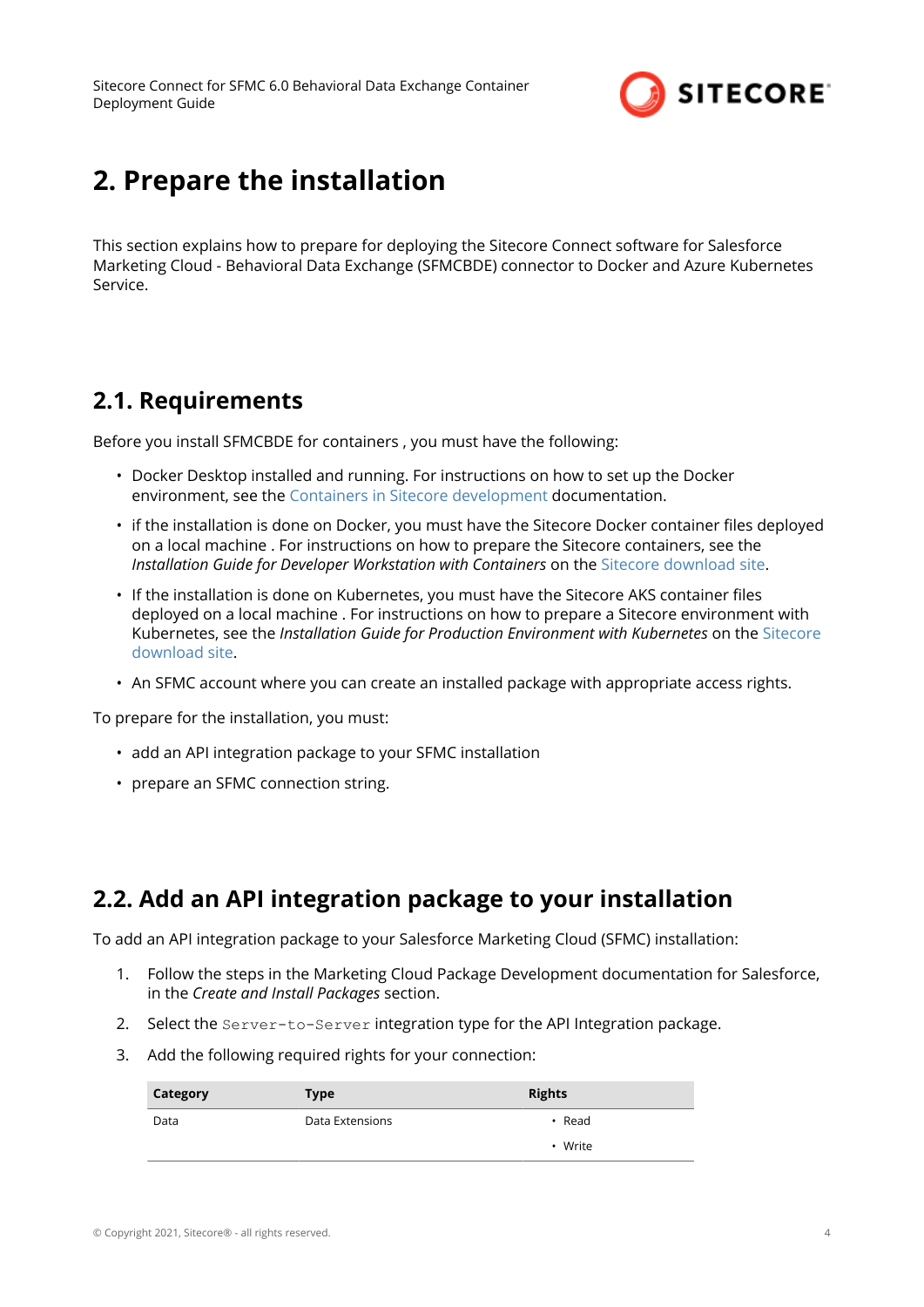# 2. Prepare the installation

This section explains how to prepare for deploying the Sitecore Connect software for Salesforce Marketing Cloud - Behavioral Data Exchange (SFMCBDE) connector to Docker and Azure Kubernetes Service.

## 2.1. Requirements

Before you install SFMCBDE for containers , you must have the following:

- Docker Desktop installed and running. For instructions on how to set up the Docker environment, see the Containers in Sitecore development documentation.
- if the installation is done on Docker, you must have the Sitecore Docker container files deployed on a local machine . For instructions on how to prepare the Sitecore containers, see the *Installation Guide for Developer Workstation with Containers* on the Sitecore download site.
- If the installation is done on Kubernetes, you must have the Sitecore AKS container files deployed on a local machine . For instructions on how to prepare a Sitecore environment with Kubernetes, see the *Installation Guide for Production Environment with Kubernetes* on the Sitecore download site.
- An SFMC account where you can create an installed package with appropriate access rights.

To prepare for the installation, you must:

- add an API integration package to your SFMC installation
- prepare an SFMC connection string.

## 2.2. Add an API integration package to your installation

To add an API integration package to your Salesforce Marketing Cloud (SFMC) installation:

1. Follow the steps in the Marketing Cloud Package Development documentation for Salesforce, in the *Create and Install Packages* section.
2. Select the `Server-to-Server` integration type for the API Integration package.
3. Add the following required rights for your connection:

| Category | Type | Rights |
|---|---|---|
| Data | Data Extensions | • Read<br>• Write |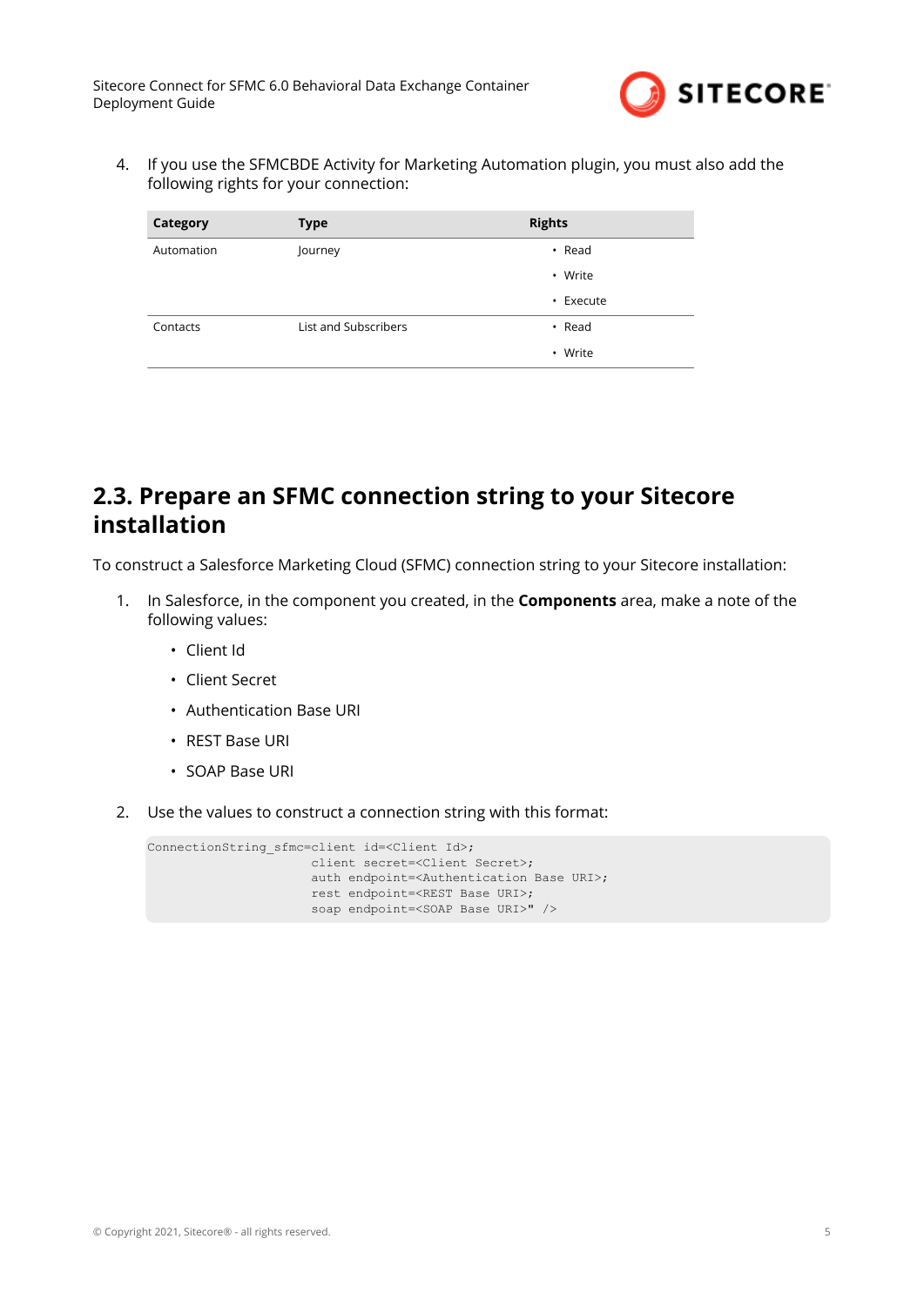4. If you use the SFMCBDE Activity for Marketing Automation plugin, you must also add the following rights for your connection:

| Category | Type | Rights |
|---|---|---|
| Automation | Journey | • Read<br>• Write<br>• Execute |
| Contacts | List and Subscribers | • Read<br>• Write |

## 2.3. Prepare an SFMC connection string to your Sitecore installation

To construct a Salesforce Marketing Cloud (SFMC) connection string to your Sitecore installation:

1. In Salesforce, in the component you created, in the **Components** area, make a note of the following values:
   - Client Id
   - Client Secret
   - Authentication Base URI
   - REST Base URI
   - SOAP Base URI

2. Use the values to construct a connection string with this format:

```
ConnectionString_sfmc=client id=<Client Id>;
                      client secret=<Client Secret>;
                      auth endpoint=<Authentication Base URI>;
                      rest endpoint=<REST Base URI>;
                      soap endpoint=<SOAP Base URI>" />
```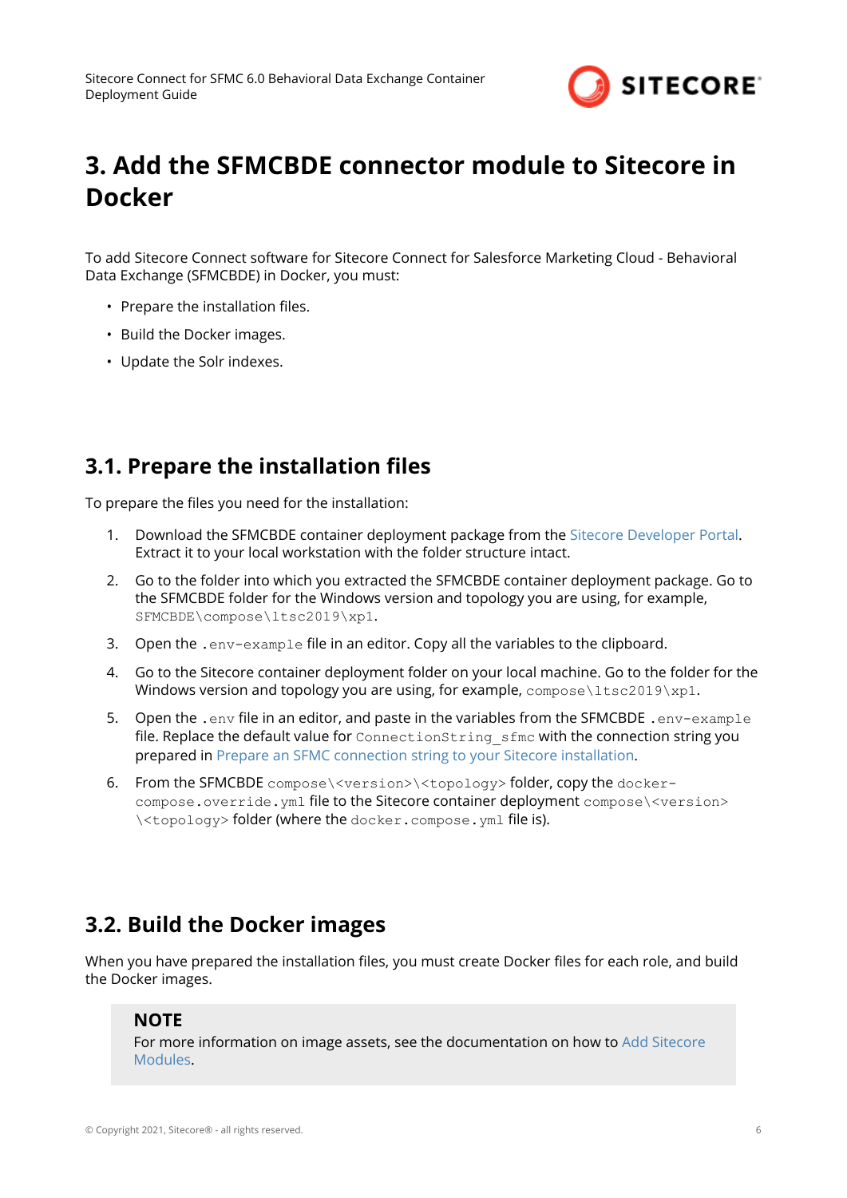# 3. Add the SFMCBDE connector module to Sitecore in Docker

To add Sitecore Connect software for Sitecore Connect for Salesforce Marketing Cloud - Behavioral Data Exchange (SFMCBDE) in Docker, you must:

- Prepare the installation files.
- Build the Docker images.
- Update the Solr indexes.

## 3.1. Prepare the installation files

To prepare the files you need for the installation:

1. Download the SFMCBDE container deployment package from the Sitecore Developer Portal. Extract it to your local workstation with the folder structure intact.
2. Go to the folder into which you extracted the SFMCBDE container deployment package. Go to the SFMCBDE folder for the Windows version and topology you are using, for example, `SFMCBDE\compose\ltsc2019\xp1`.
3. Open the `.env-example` file in an editor. Copy all the variables to the clipboard.
4. Go to the Sitecore container deployment folder on your local machine. Go to the folder for the Windows version and topology you are using, for example, `compose\ltsc2019\xp1`.
5. Open the `.env` file in an editor, and paste in the variables from the SFMCBDE `.env-example` file. Replace the default value for `ConnectionString_sfmc` with the connection string you prepared in Prepare an SFMC connection string to your Sitecore installation.
6. From the SFMCBDE `compose\<version>\<topology>` folder, copy the `docker-compose.override.yml` file to the Sitecore container deployment `compose\<version>\<topology>` folder (where the `docker.compose.yml` file is).

## 3.2. Build the Docker images

When you have prepared the installation files, you must create Docker files for each role, and build the Docker images.

> **NOTE**
> For more information on image assets, see the documentation on how to Add Sitecore Modules.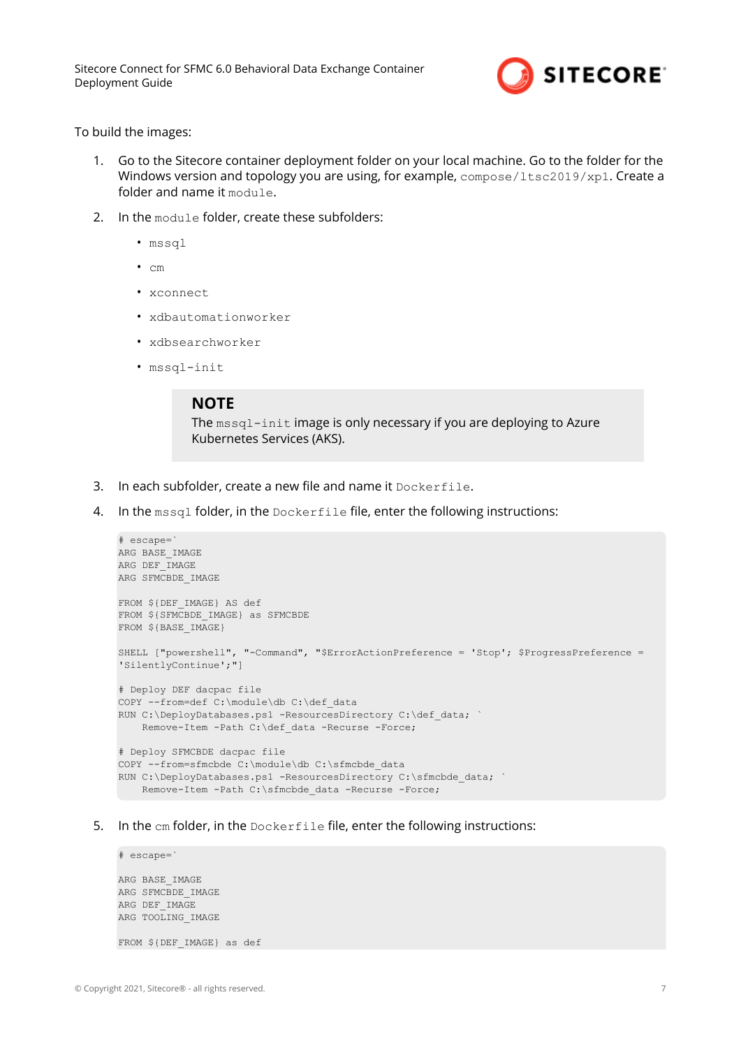To build the images:

1. Go to the Sitecore container deployment folder on your local machine. Go to the folder for the Windows version and topology you are using, for example, `compose/ltsc2019/xp1`. Create a folder and name it `module`.

2. In the `module` folder, create these subfolders:

   - `mssql`
   - `cm`
   - `xconnect`
   - `xdbautomationworker`
   - `xdbsearchworker`
   - `mssql-init`

   > **NOTE**
   > The `mssql-init` image is only necessary if you are deploying to Azure Kubernetes Services (AKS).

3. In each subfolder, create a new file and name it `Dockerfile`.

4. In the `mssql` folder, in the `Dockerfile` file, enter the following instructions:

```
# escape=`
ARG BASE_IMAGE
ARG DEF_IMAGE
ARG SFMCBDE_IMAGE

FROM ${DEF_IMAGE} AS def
FROM ${SFMCBDE_IMAGE} as SFMCBDE
FROM ${BASE_IMAGE}

SHELL ["powershell", "-Command", "$ErrorActionPreference = 'Stop'; $ProgressPreference = 
'SilentlyContinue';"]

# Deploy DEF dacpac file
COPY --from=def C:\module\db C:\def_data
RUN C:\DeployDatabases.ps1 -ResourcesDirectory C:\def_data; `
    Remove-Item -Path C:\def_data -Recurse -Force;

# Deploy SFMCBDE dacpac file
COPY --from=sfmcbde C:\module\db C:\sfmcbde_data
RUN C:\DeployDatabases.ps1 -ResourcesDirectory C:\sfmcbde_data; `
    Remove-Item -Path C:\sfmcbde_data -Recurse -Force;
```

5. In the `cm` folder, in the `Dockerfile` file, enter the following instructions:

```
# escape=`

ARG BASE_IMAGE
ARG SFMCBDE_IMAGE
ARG DEF_IMAGE
ARG TOOLING_IMAGE

FROM ${DEF_IMAGE} as def
```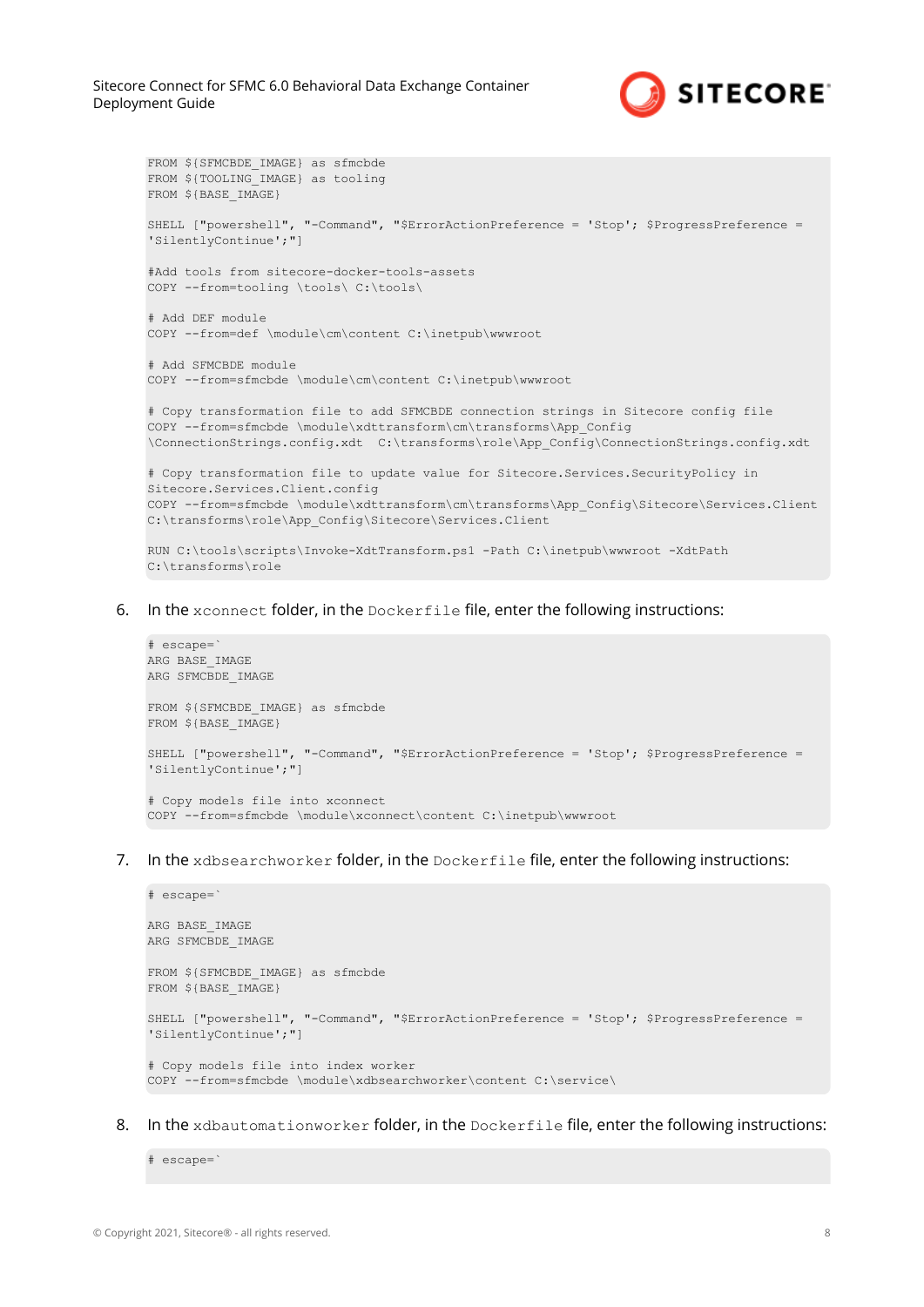```
FROM ${SFMCBDE_IMAGE} as sfmcbde
FROM ${TOOLING_IMAGE} as tooling
FROM ${BASE_IMAGE}

SHELL ["powershell", "-Command", "$ErrorActionPreference = 'Stop'; $ProgressPreference =
'SilentlyContinue';"]

#Add tools from sitecore-docker-tools-assets
COPY --from=tooling \tools\ C:\tools\

# Add DEF module
COPY --from=def \module\cm\content C:\inetpub\wwwroot

# Add SFMCBDE module
COPY --from=sfmcbde \module\cm\content C:\inetpub\wwwroot

# Copy transformation file to add SFMCBDE connection strings in Sitecore config file
COPY --from=sfmcbde \module\xdttransform\cm\transforms\App_Config
\ConnectionStrings.config.xdt  C:\transforms\role\App_Config\ConnectionStrings.config.xdt

# Copy transformation file to update value for Sitecore.Services.SecurityPolicy in
Sitecore.Services.Client.config
COPY --from=sfmcbde \module\xdttransform\cm\transforms\App_Config\Sitecore\Services.Client
C:\transforms\role\App_Config\Sitecore\Services.Client

RUN C:\tools\scripts\Invoke-XdtTransform.ps1 -Path C:\inetpub\wwwroot -XdtPath
C:\transforms\role
```

6. In the `xconnect` folder, in the `Dockerfile` file, enter the following instructions:

```
# escape=`
ARG BASE_IMAGE
ARG SFMCBDE_IMAGE

FROM ${SFMCBDE_IMAGE} as sfmcbde
FROM ${BASE_IMAGE}

SHELL ["powershell", "-Command", "$ErrorActionPreference = 'Stop'; $ProgressPreference =
'SilentlyContinue';"]

# Copy models file into xconnect
COPY --from=sfmcbde \module\xconnect\content C:\inetpub\wwwroot
```

7. In the `xdbsearchworker` folder, in the `Dockerfile` file, enter the following instructions:

```
# escape=`

ARG BASE_IMAGE
ARG SFMCBDE_IMAGE

FROM ${SFMCBDE_IMAGE} as sfmcbde
FROM ${BASE_IMAGE}

SHELL ["powershell", "-Command", "$ErrorActionPreference = 'Stop'; $ProgressPreference =
'SilentlyContinue';"]

# Copy models file into index worker
COPY --from=sfmcbde \module\xdbsearchworker\content C:\service\
```

8. In the `xdbautomationworker` folder, in the `Dockerfile` file, enter the following instructions:

```
# escape=`
```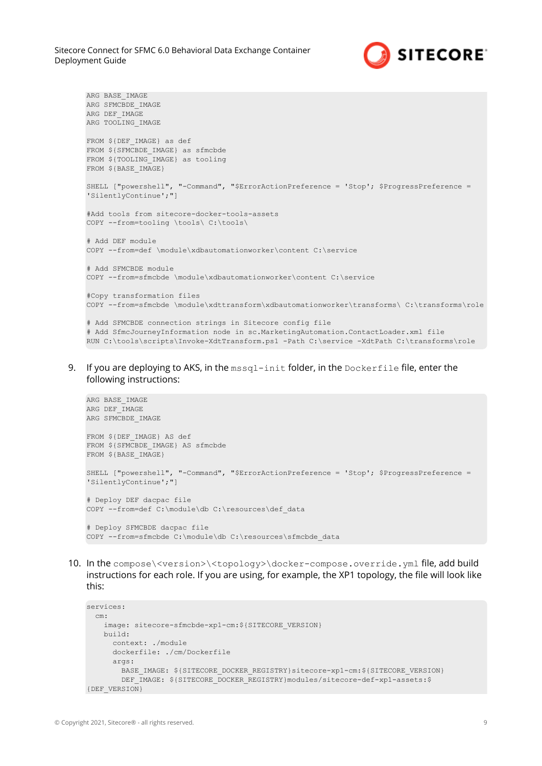```
ARG BASE_IMAGE
ARG SFMCBDE_IMAGE
ARG DEF_IMAGE
ARG TOOLING_IMAGE

FROM ${DEF_IMAGE} as def
FROM ${SFMCBDE_IMAGE} as sfmcbde
FROM ${TOOLING_IMAGE} as tooling
FROM ${BASE_IMAGE}

SHELL ["powershell", "-Command", "$ErrorActionPreference = 'Stop'; $ProgressPreference =
'SilentlyContinue';"]

#Add tools from sitecore-docker-tools-assets
COPY --from=tooling \tools\ C:\tools\

# Add DEF module
COPY --from=def \module\xdbautomationworker\content C:\service

# Add SFMCBDE module
COPY --from=sfmcbde \module\xdbautomationworker\content C:\service

#Copy transformation files
COPY --from=sfmcbde \module\xdttransform\xdbautomationworker\transforms\ C:\transforms\role

# Add SFMCBDE connection strings in Sitecore config file
# Add SfmcJourneyInformation node in sc.MarketingAutomation.ContactLoader.xml file
RUN C:\tools\scripts\Invoke-XdtTransform.ps1 -Path C:\service -XdtPath C:\transforms\role
```

9. If you are deploying to AKS, in the `mssql-init` folder, in the `Dockerfile` file, enter the following instructions:

```
ARG BASE_IMAGE
ARG DEF_IMAGE
ARG SFMCBDE_IMAGE

FROM ${DEF_IMAGE} AS def
FROM ${SFMCBDE_IMAGE} AS sfmcbde
FROM ${BASE_IMAGE}

SHELL ["powershell", "-Command", "$ErrorActionPreference = 'Stop'; $ProgressPreference =
'SilentlyContinue';"]

# Deploy DEF dacpac file
COPY --from=def C:\module\db C:\resources\def_data

# Deploy SFMCBDE dacpac file
COPY --from=sfmcbde C:\module\db C:\resources\sfmcbde_data
```

10. In the `compose\<version>\<topology>\docker-compose.override.yml` file, add build instructions for each role. If you are using, for example, the XP1 topology, the file will look like this:

```
services:
  cm:
    image: sitecore-sfmcbde-xp1-cm:${SITECORE_VERSION}
    build:
      context: ./module
      dockerfile: ./cm/Dockerfile
      args:
        BASE_IMAGE: ${SITECORE_DOCKER_REGISTRY}sitecore-xp1-cm:${SITECORE_VERSION}
        DEF_IMAGE: ${SITECORE_DOCKER_REGISTRY}modules/sitecore-def-xp1-assets:$
{DEF_VERSION}
```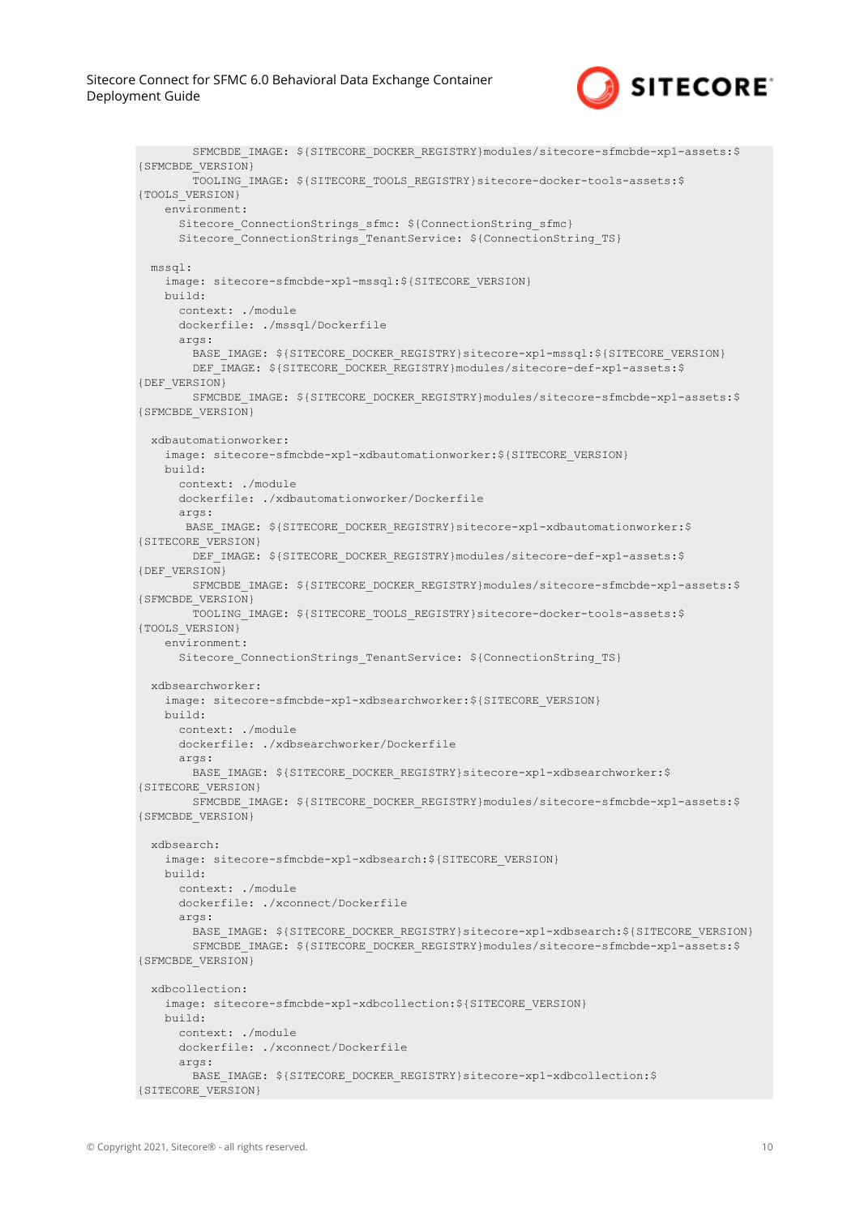```
        SFMCBDE_IMAGE: ${SITECORE_DOCKER_REGISTRY}modules/sitecore-sfmcbde-xp1-assets:$
{SFMCBDE_VERSION}
        TOOLING_IMAGE: ${SITECORE_TOOLS_REGISTRY}sitecore-docker-tools-assets:$
{TOOLS_VERSION}
    environment:
      Sitecore_ConnectionStrings_sfmc: ${ConnectionString_sfmc}
      Sitecore_ConnectionStrings_TenantService: ${ConnectionString_TS}

  mssql:
    image: sitecore-sfmcbde-xp1-mssql:${SITECORE_VERSION}
    build:
      context: ./module
      dockerfile: ./mssql/Dockerfile
      args:
        BASE_IMAGE: ${SITECORE_DOCKER_REGISTRY}sitecore-xp1-mssql:${SITECORE_VERSION}
        DEF_IMAGE: ${SITECORE_DOCKER_REGISTRY}modules/sitecore-def-xp1-assets:$
{DEF_VERSION}
        SFMCBDE_IMAGE: ${SITECORE_DOCKER_REGISTRY}modules/sitecore-sfmcbde-xp1-assets:$
{SFMCBDE_VERSION}

  xdbautomationworker:
    image: sitecore-sfmcbde-xp1-xdbautomationworker:${SITECORE_VERSION}
    build:
      context: ./module
      dockerfile: ./xdbautomationworker/Dockerfile
      args:
       BASE_IMAGE: ${SITECORE_DOCKER_REGISTRY}sitecore-xp1-xdbautomationworker:$
{SITECORE_VERSION}
        DEF_IMAGE: ${SITECORE_DOCKER_REGISTRY}modules/sitecore-def-xp1-assets:$
{DEF_VERSION}
        SFMCBDE_IMAGE: ${SITECORE_DOCKER_REGISTRY}modules/sitecore-sfmcbde-xp1-assets:$
{SFMCBDE_VERSION}
        TOOLING_IMAGE: ${SITECORE_TOOLS_REGISTRY}sitecore-docker-tools-assets:$
{TOOLS_VERSION}
    environment:
      Sitecore_ConnectionStrings_TenantService: ${ConnectionString_TS}

  xdbsearchworker:
    image: sitecore-sfmcbde-xp1-xdbsearchworker:${SITECORE_VERSION}
    build:
      context: ./module
      dockerfile: ./xdbsearchworker/Dockerfile
      args:
        BASE_IMAGE: ${SITECORE_DOCKER_REGISTRY}sitecore-xp1-xdbsearchworker:$
{SITECORE_VERSION}
        SFMCBDE_IMAGE: ${SITECORE_DOCKER_REGISTRY}modules/sitecore-sfmcbde-xp1-assets:$
{SFMCBDE_VERSION}

  xdbsearch:
    image: sitecore-sfmcbde-xp1-xdbsearch:${SITECORE_VERSION}
    build:
      context: ./module
      dockerfile: ./xconnect/Dockerfile
      args:
        BASE_IMAGE: ${SITECORE_DOCKER_REGISTRY}sitecore-xp1-xdbsearch:${SITECORE_VERSION}
        SFMCBDE_IMAGE: ${SITECORE_DOCKER_REGISTRY}modules/sitecore-sfmcbde-xp1-assets:$
{SFMCBDE_VERSION}

  xdbcollection:
    image: sitecore-sfmcbde-xp1-xdbcollection:${SITECORE_VERSION}
    build:
      context: ./module
      dockerfile: ./xconnect/Dockerfile
      args:
        BASE_IMAGE: ${SITECORE_DOCKER_REGISTRY}sitecore-xp1-xdbcollection:$
{SITECORE_VERSION}
```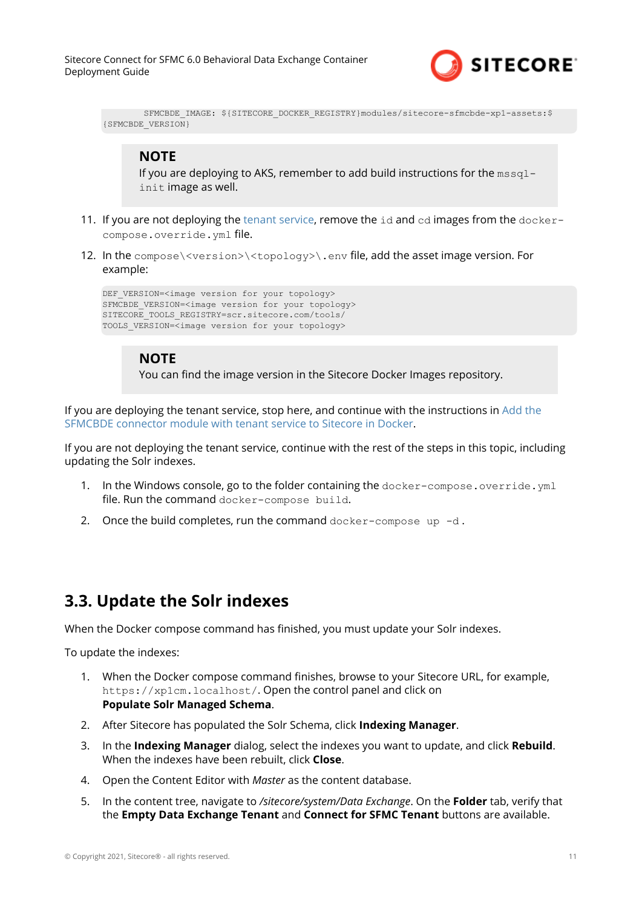```
    SFMCBDE_IMAGE: ${SITECORE_DOCKER_REGISTRY}modules/sitecore-sfmcbde-xp1-assets:$
{SFMCBDE_VERSION}
```

> **NOTE**
> If you are deploying to AKS, remember to add build instructions for the `mssql-init` image as well.

11. If you are not deploying the tenant service, remove the `id` and `cd` images from the `docker-compose.override.yml` file.
12. In the `compose\<version>\<topology>\.env` file, add the asset image version. For example:

```
DEF_VERSION=<image version for your topology>
SFMCBDE_VERSION=<image version for your topology>
SITECORE_TOOLS_REGISTRY=scr.sitecore.com/tools/
TOOLS_VERSION=<image version for your topology>
```

> **NOTE**
> You can find the image version in the Sitecore Docker Images repository.

If you are deploying the tenant service, stop here, and continue with the instructions in Add the SFMCBDE connector module with tenant service to Sitecore in Docker.

If you are not deploying the tenant service, continue with the rest of the steps in this topic, including updating the Solr indexes.

1. In the Windows console, go to the folder containing the `docker-compose.override.yml` file. Run the command `docker-compose build`.
2. Once the build completes, run the command `docker-compose up -d`.

## 3.3. Update the Solr indexes

When the Docker compose command has finished, you must update your Solr indexes.

To update the indexes:

1. When the Docker compose command finishes, browse to your Sitecore URL, for example, `https://xp1cm.localhost/`. Open the control panel and click on **Populate Solr Managed Schema**.
2. After Sitecore has populated the Solr Schema, click **Indexing Manager**.
3. In the **Indexing Manager** dialog, select the indexes you want to update, and click **Rebuild**. When the indexes have been rebuilt, click **Close**.
4. Open the Content Editor with *Master* as the content database.
5. In the content tree, navigate to */sitecore/system/Data Exchange*. On the **Folder** tab, verify that the **Empty Data Exchange Tenant** and **Connect for SFMC Tenant** buttons are available.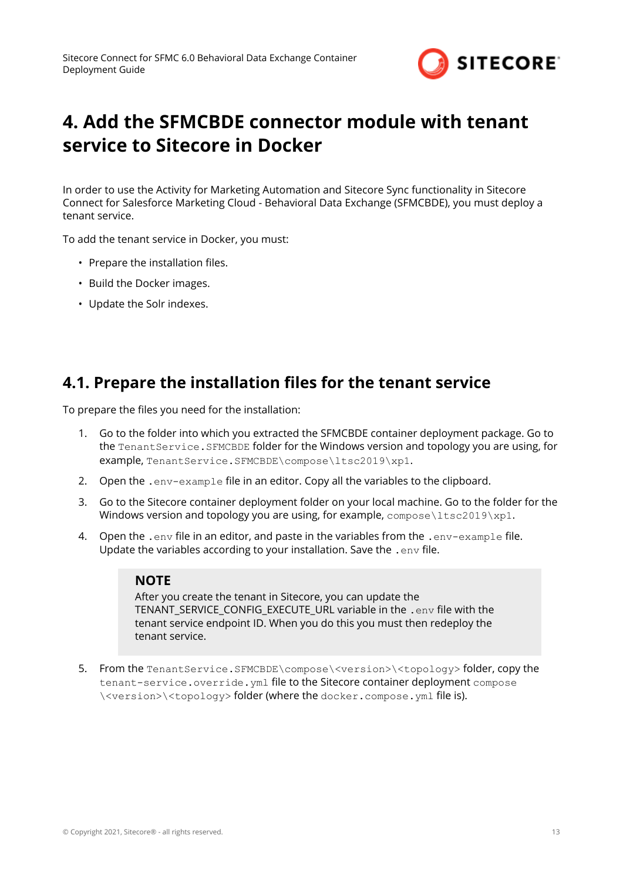# 4. Add the SFMCBDE connector module with tenant service to Sitecore in Docker

In order to use the Activity for Marketing Automation and Sitecore Sync functionality in Sitecore Connect for Salesforce Marketing Cloud - Behavioral Data Exchange (SFMCBDE), you must deploy a tenant service.

To add the tenant service in Docker, you must:

- Prepare the installation files.
- Build the Docker images.
- Update the Solr indexes.

## 4.1. Prepare the installation files for the tenant service

To prepare the files you need for the installation:

1. Go to the folder into which you extracted the SFMCBDE container deployment package. Go to the `TenantService.SFMCBDE` folder for the Windows version and topology you are using, for example, `TenantService.SFMCBDE\compose\ltsc2019\xp1`.
2. Open the `.env-example` file in an editor. Copy all the variables to the clipboard.
3. Go to the Sitecore container deployment folder on your local machine. Go to the folder for the Windows version and topology you are using, for example, `compose\ltsc2019\xp1`.
4. Open the `.env` file in an editor, and paste in the variables from the `.env-example` file. Update the variables according to your installation. Save the `.env` file.

   > **NOTE**
   > After you create the tenant in Sitecore, you can update the TENANT_SERVICE_CONFIG_EXECUTE_URL variable in the `.env` file with the tenant service endpoint ID. When you do this you must then redeploy the tenant service.

5. From the `TenantService.SFMCBDE\compose\<version>\<topology>` folder, copy the `tenant-service.override.yml` file to the Sitecore container deployment `compose\<version>\<topology>` folder (where the `docker.compose.yml` file is).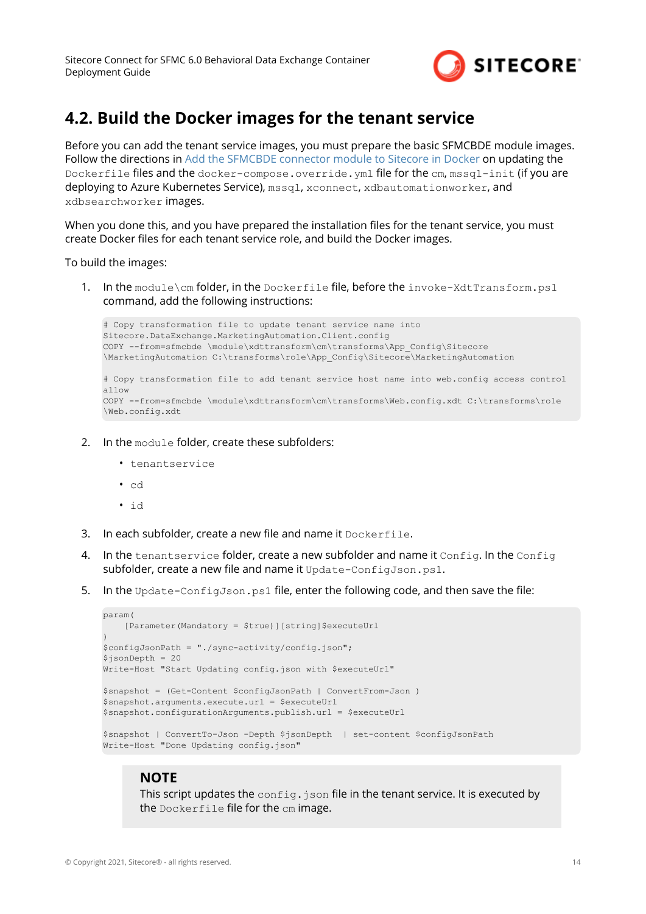## 4.2. Build the Docker images for the tenant service

Before you can add the tenant service images, you must prepare the basic SFMCBDE module images. Follow the directions in Add the SFMCBDE connector module to Sitecore in Docker on updating the `Dockerfile` files and the `docker-compose.override.yml` file for the `cm`, `mssql-init` (if you are deploying to Azure Kubernetes Service), `mssql`, `xconnect`, `xdbautomationworker`, and `xdbsearchworker` images.

When you done this, and you have prepared the installation files for the tenant service, you must create Docker files for each tenant service role, and build the Docker images.

To build the images:

1. In the `module\cm` folder, in the `Dockerfile` file, before the `invoke-XdtTransform.ps1` command, add the following instructions:

```
# Copy transformation file to update tenant service name into
Sitecore.DataExchange.MarketingAutomation.Client.config
COPY --from=sfmcbde \module\xdttransform\cm\transforms\App_Config\Sitecore
\MarketingAutomation C:\transforms\role\App_Config\Sitecore\MarketingAutomation

# Copy transformation file to add tenant service host name into web.config access control
allow
COPY --from=sfmcbde \module\xdttransform\cm\transforms\Web.config.xdt C:\transforms\role
\Web.config.xdt
```

2. In the `module` folder, create these subfolders:
   - `tenantservice`
   - `cd`
   - `id`

3. In each subfolder, create a new file and name it `Dockerfile`.

4. In the `tenantservice` folder, create a new subfolder and name it `Config`. In the `Config` subfolder, create a new file and name it `Update-ConfigJson.ps1`.

5. In the `Update-ConfigJson.ps1` file, enter the following code, and then save the file:

```
param(
    [Parameter(Mandatory = $true)][string]$executeUrl
)
$configJsonPath = "./sync-activity/config.json";
$jsonDepth = 20
Write-Host "Start Updating config.json with $executeUrl"

$snapshot = (Get-Content $configJsonPath | ConvertFrom-Json )
$snapshot.arguments.execute.url = $executeUrl
$snapshot.configurationArguments.publish.url = $executeUrl

$snapshot | ConvertTo-Json -Depth $jsonDepth  | set-content $configJsonPath
Write-Host "Done Updating config.json"
```

> **NOTE**
> This script updates the `config.json` file in the tenant service. It is executed by the `Dockerfile` file for the `cm` image.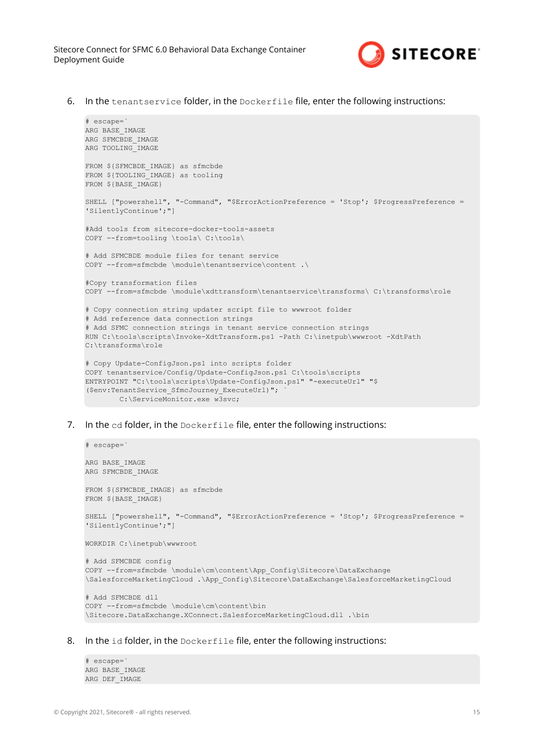6. In the `tenantservice` folder, in the `Dockerfile` file, enter the following instructions:

```
# escape=`
ARG BASE_IMAGE
ARG SFMCBDE_IMAGE
ARG TOOLING_IMAGE

FROM ${SFMCBDE_IMAGE} as sfmcbde
FROM ${TOOLING_IMAGE} as tooling
FROM ${BASE_IMAGE}

SHELL ["powershell", "-Command", "$ErrorActionPreference = 'Stop'; $ProgressPreference =
'SilentlyContinue';"]

#Add tools from sitecore-docker-tools-assets
COPY --from=tooling \tools\ C:\tools\

# Add SFMCBDE module files for tenant service
COPY --from=sfmcbde \module\tenantservice\content .\

#Copy transformation files
COPY --from=sfmcbde \module\xdttransform\tenantservice\transforms\ C:\transforms\role

# Copy connection string updater script file to wwwroot folder
# Add reference data connection strings
# Add SFMC connection strings in tenant service connection strings
RUN C:\tools\scripts\Invoke-XdtTransform.ps1 -Path C:\inetpub\wwwroot -XdtPath
C:\transforms\role

# Copy Update-ConfigJson.ps1 into scripts folder
COPY tenantservice/Config/Update-ConfigJson.ps1 C:\tools\scripts
ENTRYPOINT "C:\tools\scripts\Update-ConfigJson.ps1" "-executeUrl" "$
($env:TenantService_SfmcJourney_ExecuteUrl)"; `
        C:\ServiceMonitor.exe w3svc;
```

7. In the `cd` folder, in the `Dockerfile` file, enter the following instructions:

```
# escape=`

ARG BASE_IMAGE
ARG SFMCBDE_IMAGE

FROM ${SFMCBDE_IMAGE} as sfmcbde
FROM ${BASE_IMAGE}

SHELL ["powershell", "-Command", "$ErrorActionPreference = 'Stop'; $ProgressPreference =
'SilentlyContinue';"]

WORKDIR C:\inetpub\wwwroot

# Add SFMCBDE config
COPY --from=sfmcbde \module\cm\content\App_Config\Sitecore\DataExchange
\SalesforceMarketingCloud .\App_Config\Sitecore\DataExchange\SalesforceMarketingCloud

# Add SFMCBDE dll
COPY --from=sfmcbde \module\cm\content\bin
\Sitecore.DataExchange.XConnect.SalesforceMarketingCloud.dll .\bin
```

8. In the `id` folder, in the `Dockerfile` file, enter the following instructions:

```
# escape=`
ARG BASE_IMAGE
ARG DEF_IMAGE
```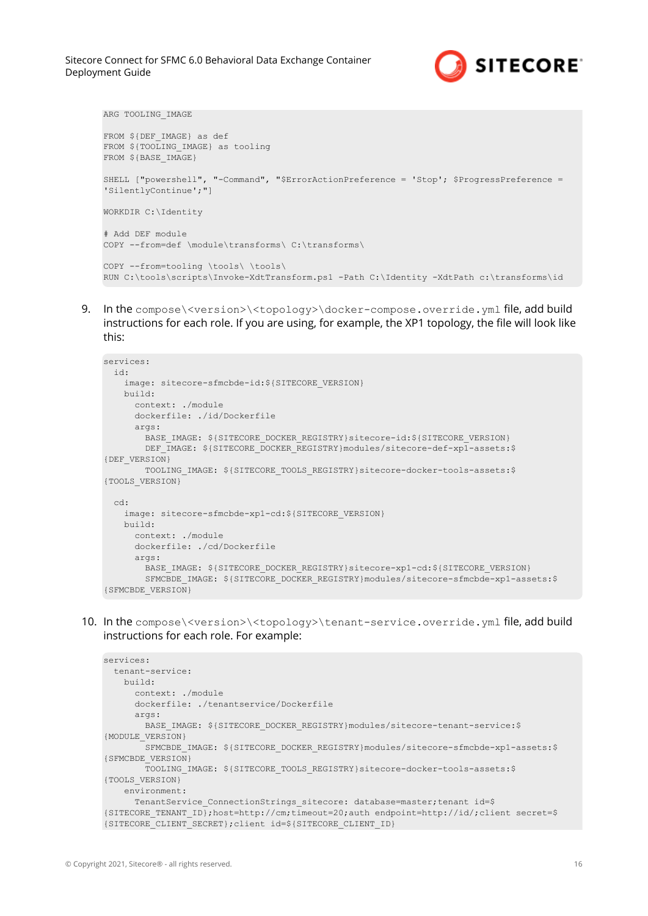```
ARG TOOLING_IMAGE

FROM ${DEF_IMAGE} as def
FROM ${TOOLING_IMAGE} as tooling
FROM ${BASE_IMAGE}

SHELL ["powershell", "-Command", "$ErrorActionPreference = 'Stop'; $ProgressPreference = 'SilentlyContinue';"]

WORKDIR C:\Identity

# Add DEF module
COPY --from=def \module\transforms\ C:\transforms\

COPY --from=tooling \tools\ \tools\
RUN C:\tools\scripts\Invoke-XdtTransform.ps1 -Path C:\Identity -XdtPath c:\transforms\id
```

9. In the `compose\<version>\<topology>\docker-compose.override.yml` file, add build instructions for each role. If you are using, for example, the XP1 topology, the file will look like this:

```
services:
  id:
    image: sitecore-sfmcbde-id:${SITECORE_VERSION}
    build:
      context: ./module
      dockerfile: ./id/Dockerfile
      args:
        BASE_IMAGE: ${SITECORE_DOCKER_REGISTRY}sitecore-id:${SITECORE_VERSION}
        DEF_IMAGE: ${SITECORE_DOCKER_REGISTRY}modules/sitecore-def-xp1-assets:${DEF_VERSION}
        TOOLING_IMAGE: ${SITECORE_TOOLS_REGISTRY}sitecore-docker-tools-assets:${TOOLS_VERSION}

  cd:
    image: sitecore-sfmcbde-xp1-cd:${SITECORE_VERSION}
    build:
      context: ./module
      dockerfile: ./cd/Dockerfile
      args:
        BASE_IMAGE: ${SITECORE_DOCKER_REGISTRY}sitecore-xp1-cd:${SITECORE_VERSION}
        SFMCBDE_IMAGE: ${SITECORE_DOCKER_REGISTRY}modules/sitecore-sfmcbde-xp1-assets:${SFMCBDE_VERSION}
```

10. In the `compose\<version>\<topology>\tenant-service.override.yml` file, add build instructions for each role. For example:

```
services:
  tenant-service:
    build:
      context: ./module
      dockerfile: ./tenantservice/Dockerfile
      args:
        BASE_IMAGE: ${SITECORE_DOCKER_REGISTRY}modules/sitecore-tenant-service:${MODULE_VERSION}
        SFMCBDE_IMAGE: ${SITECORE_DOCKER_REGISTRY}modules/sitecore-sfmcbde-xp1-assets:${SFMCBDE_VERSION}
        TOOLING_IMAGE: ${SITECORE_TOOLS_REGISTRY}sitecore-docker-tools-assets:${TOOLS_VERSION}
    environment:
      TenantService_ConnectionStrings_sitecore: database=master;tenant id=${SITECORE_TENANT_ID};host=http://cm;timeout=20;auth endpoint=http://id/;client secret=${SITECORE_CLIENT_SECRET};client id=${SITECORE_CLIENT_ID}
```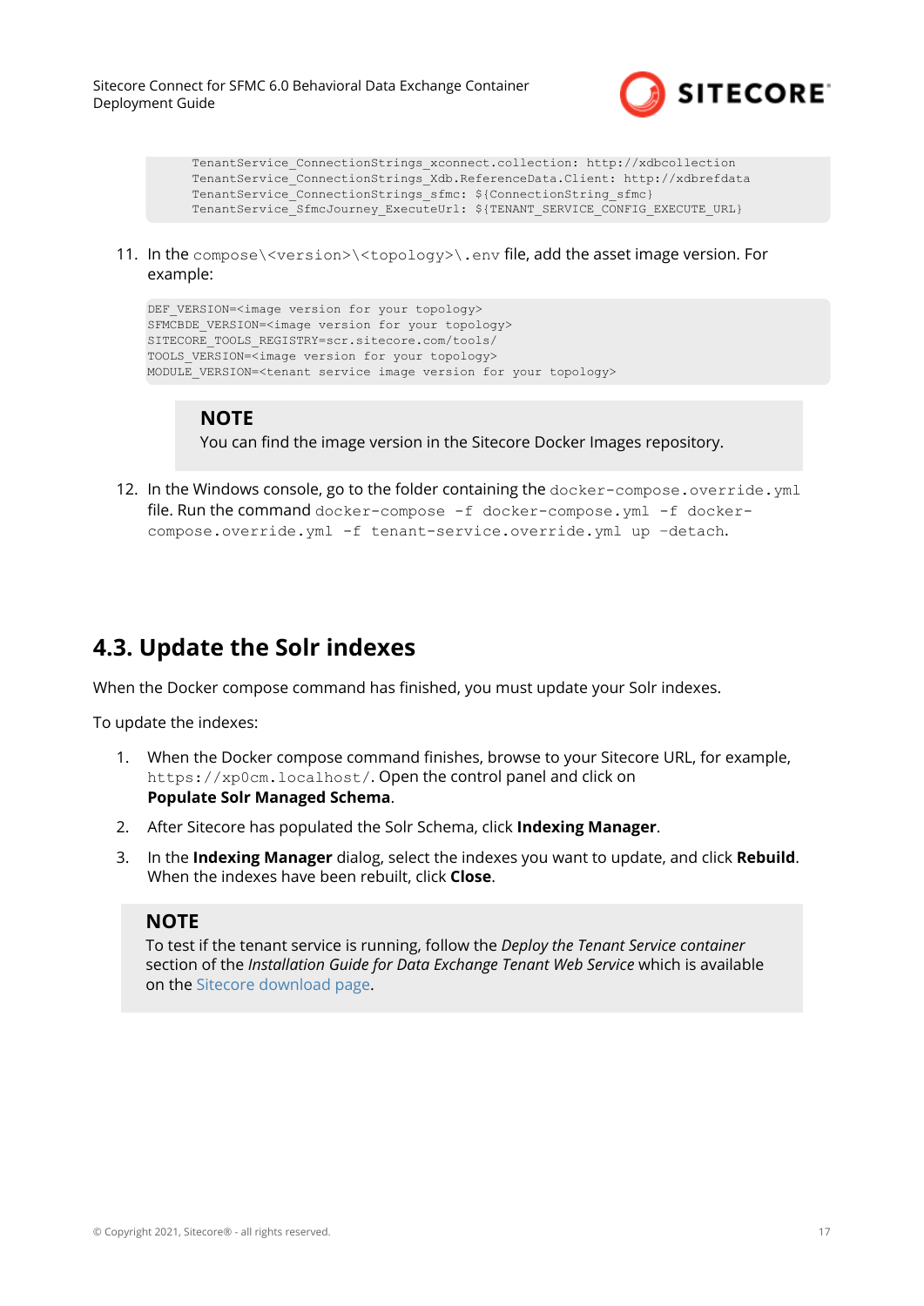```
TenantService_ConnectionStrings_xconnect.collection: http://xdbcollection
TenantService_ConnectionStrings_Xdb.ReferenceData.Client: http://xdbrefdata
TenantService_ConnectionStrings_sfmc: ${ConnectionString_sfmc}
TenantService_SfmcJourney_ExecuteUrl: ${TENANT_SERVICE_CONFIG_EXECUTE_URL}
```

11. In the `compose\<version>\<topology>\.env` file, add the asset image version. For example:

```
DEF_VERSION=<image version for your topology>
SFMCBDE_VERSION=<image version for your topology>
SITECORE_TOOLS_REGISTRY=scr.sitecore.com/tools/
TOOLS_VERSION=<image version for your topology>
MODULE_VERSION=<tenant service image version for your topology>
```

> **NOTE**
> You can find the image version in the Sitecore Docker Images repository.

12. In the Windows console, go to the folder containing the `docker-compose.override.yml` file. Run the command `docker-compose -f docker-compose.yml -f docker-compose.override.yml -f tenant-service.override.yml up –detach`.

## 4.3. Update the Solr indexes

When the Docker compose command has finished, you must update your Solr indexes.

To update the indexes:

1. When the Docker compose command finishes, browse to your Sitecore URL, for example, `https://xp0cm.localhost/`. Open the control panel and click on **Populate Solr Managed Schema**.
2. After Sitecore has populated the Solr Schema, click **Indexing Manager**.
3. In the **Indexing Manager** dialog, select the indexes you want to update, and click **Rebuild**. When the indexes have been rebuilt, click **Close**.

> **NOTE**
> To test if the tenant service is running, follow the *Deploy the Tenant Service container* section of the *Installation Guide for Data Exchange Tenant Web Service* which is available on the Sitecore download page.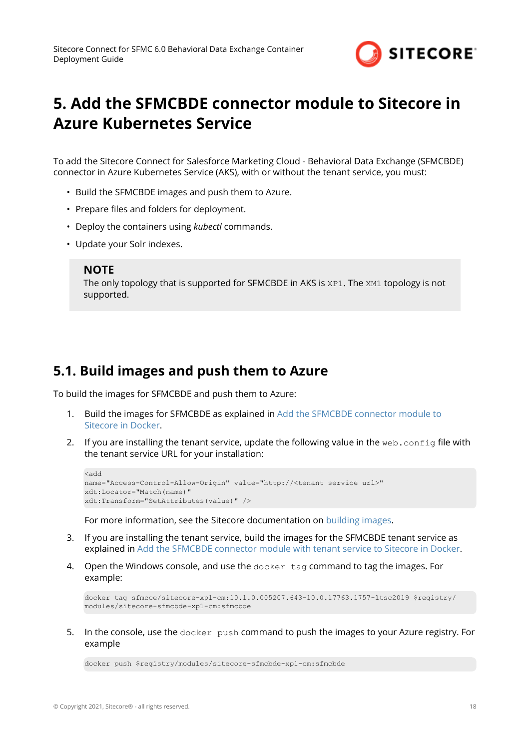# 5. Add the SFMCBDE connector module to Sitecore in Azure Kubernetes Service

To add the Sitecore Connect for Salesforce Marketing Cloud - Behavioral Data Exchange (SFMCBDE) connector in Azure Kubernetes Service (AKS), with or without the tenant service, you must:

- Build the SFMCBDE images and push them to Azure.
- Prepare files and folders for deployment.
- Deploy the containers using *kubectl* commands.
- Update your Solr indexes.

> **NOTE**
> The only topology that is supported for SFMCBDE in AKS is `XP1`. The `XM1` topology is not supported.

## 5.1. Build images and push them to Azure

To build the images for SFMCBDE and push them to Azure:

1. Build the images for SFMCBDE as explained in Add the SFMCBDE connector module to Sitecore in Docker.

2. If you are installing the tenant service, update the following value in the `web.config` file with the tenant service URL for your installation:

   ```
   <add
   name="Access-Control-Allow-Origin" value="http://<tenant service url>"
   xdt:Locator="Match(name)"
   xdt:Transform="SetAttributes(value)" />
   ```

   For more information, see the Sitecore documentation on building images.

3. If you are installing the tenant service, build the images for the SFMCBDE tenant service as explained in Add the SFMCBDE connector module with tenant service to Sitecore in Docker.

4. Open the Windows console, and use the `docker tag` command to tag the images. For example:

   ```
   docker tag sfmcce/sitecore-xp1-cm:10.1.0.005207.643-10.0.17763.1757-ltsc2019 $registry/
   modules/sitecore-sfmcbde-xp1-cm:sfmcbde
   ```

5. In the console, use the `docker push` command to push the images to your Azure registry. For example

   ```
   docker push $registry/modules/sitecore-sfmcbde-xp1-cm:sfmcbde
   ```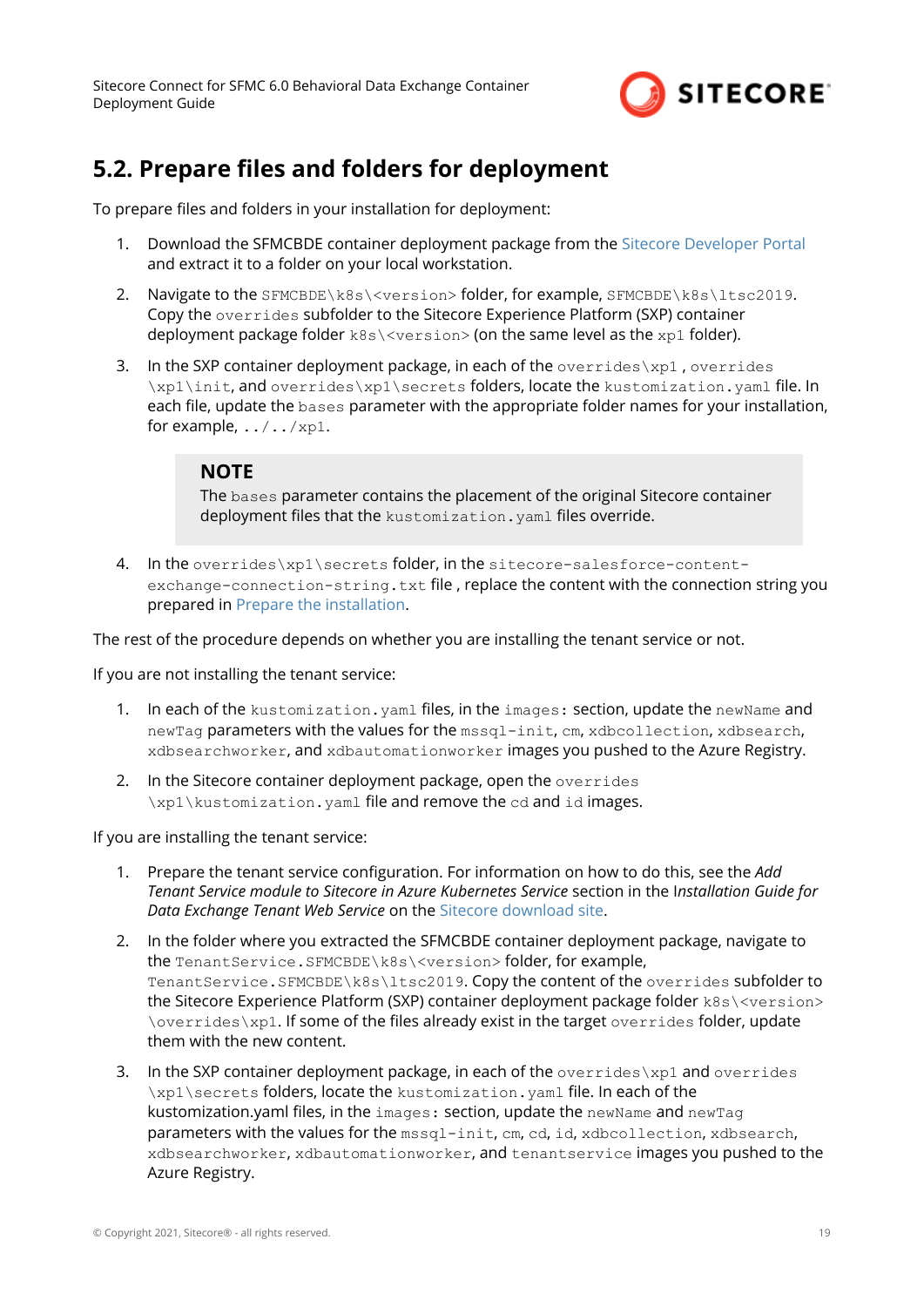## 5.2. Prepare files and folders for deployment

To prepare files and folders in your installation for deployment:

1. Download the SFMCBDE container deployment package from the Sitecore Developer Portal and extract it to a folder on your local workstation.
2. Navigate to the `SFMCBDE\k8s\<version>` folder, for example, `SFMCBDE\k8s\ltsc2019`. Copy the `overrides` subfolder to the Sitecore Experience Platform (SXP) container deployment package folder `k8s\<version>` (on the same level as the `xp1` folder).
3. In the SXP container deployment package, in each of the `overrides\xp1` , `overrides\xp1\init`, and `overrides\xp1\secrets` folders, locate the `kustomization.yaml` file. In each file, update the `bases` parameter with the appropriate folder names for your installation, for example, `../../xp1`.

   > **NOTE**
   > The `bases` parameter contains the placement of the original Sitecore container deployment files that the `kustomization.yaml` files override.

4. In the `overrides\xp1\secrets` folder, in the `sitecore-salesforce-content-exchange-connection-string.txt` file , replace the content with the connection string you prepared in Prepare the installation.

The rest of the procedure depends on whether you are installing the tenant service or not.

If you are not installing the tenant service:

1. In each of the `kustomization.yaml` files, in the `images:` section, update the `newName` and `newTag` parameters with the values for the `mssql-init`, `cm`, `xdbcollection`, `xdbsearch`, `xdbsearchworker`, and `xdbautomationworker` images you pushed to the Azure Registry.
2. In the Sitecore container deployment package, open the `overrides\xp1\kustomization.yaml` file and remove the `cd` and `id` images.

If you are installing the tenant service:

1. Prepare the tenant service configuration. For information on how to do this, see the *Add Tenant Service module to Sitecore in Azure Kubernetes Service* section in the I*nstallation Guide for Data Exchange Tenant Web Service* on the Sitecore download site.
2. In the folder where you extracted the SFMCBDE container deployment package, navigate to the `TenantService.SFMCBDE\k8s\<version>` folder, for example, `TenantService.SFMCBDE\k8s\ltsc2019`. Copy the content of the `overrides` subfolder to the Sitecore Experience Platform (SXP) container deployment package folder `k8s\<version>\overrides\xp1`. If some of the files already exist in the target `overrides` folder, update them with the new content.
3. In the SXP container deployment package, in each of the `overrides\xp1` and `overrides\xp1\secrets` folders, locate the `kustomization.yaml` file. In each of the kustomization.yaml files, in the `images:` section, update the `newName` and `newTag` parameters with the values for the `mssql-init`, `cm`, `cd`, `id`, `xdbcollection`, `xdbsearch`, `xdbsearchworker`, `xdbautomationworker`, and `tenantservice` images you pushed to the Azure Registry.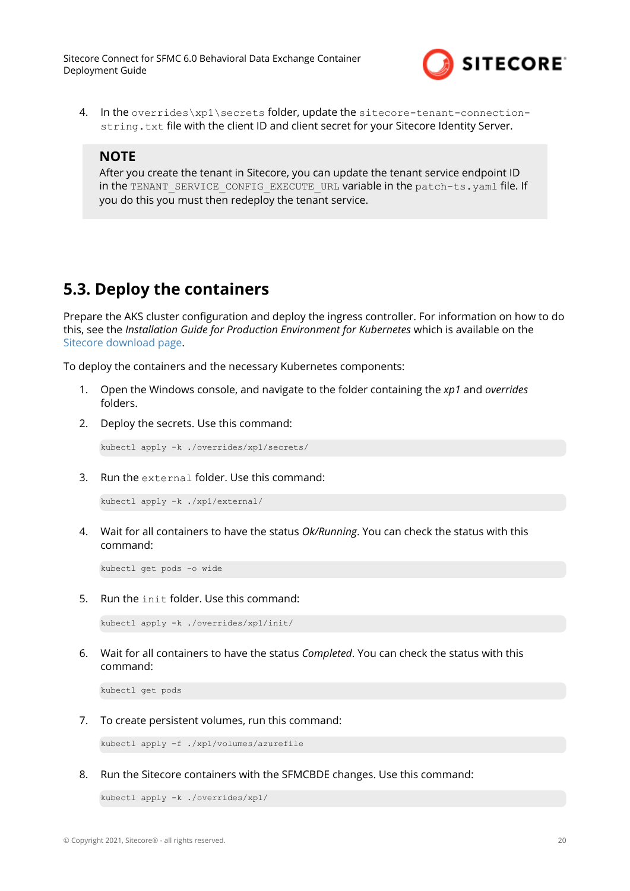4. In the `overrides\xp1\secrets` folder, update the `sitecore-tenant-connection-string.txt` file with the client ID and client secret for your Sitecore Identity Server.

> **NOTE**
> After you create the tenant in Sitecore, you can update the tenant service endpoint ID in the `TENANT_SERVICE_CONFIG_EXECUTE_URL` variable in the `patch-ts.yaml` file. If you do this you must then redeploy the tenant service.

## 5.3. Deploy the containers

Prepare the AKS cluster configuration and deploy the ingress controller. For information on how to do this, see the *Installation Guide for Production Environment for Kubernetes* which is available on the Sitecore download page.

To deploy the containers and the necessary Kubernetes components:

1. Open the Windows console, and navigate to the folder containing the *xp1* and *overrides* folders.

2. Deploy the secrets. Use this command:

   ```
   kubectl apply -k ./overrides/xp1/secrets/
   ```

3. Run the `external` folder. Use this command:

   ```
   kubectl apply -k ./xp1/external/
   ```

4. Wait for all containers to have the status *Ok/Running*. You can check the status with this command:

   ```
   kubectl get pods -o wide
   ```

5. Run the `init` folder. Use this command:

   ```
   kubectl apply -k ./overrides/xp1/init/
   ```

6. Wait for all containers to have the status *Completed*. You can check the status with this command:

   ```
   kubectl get pods
   ```

7. To create persistent volumes, run this command:

   ```
   kubectl apply -f ./xp1/volumes/azurefile
   ```

8. Run the Sitecore containers with the SFMCBDE changes. Use this command:

   ```
   kubectl apply -k ./overrides/xp1/
   ```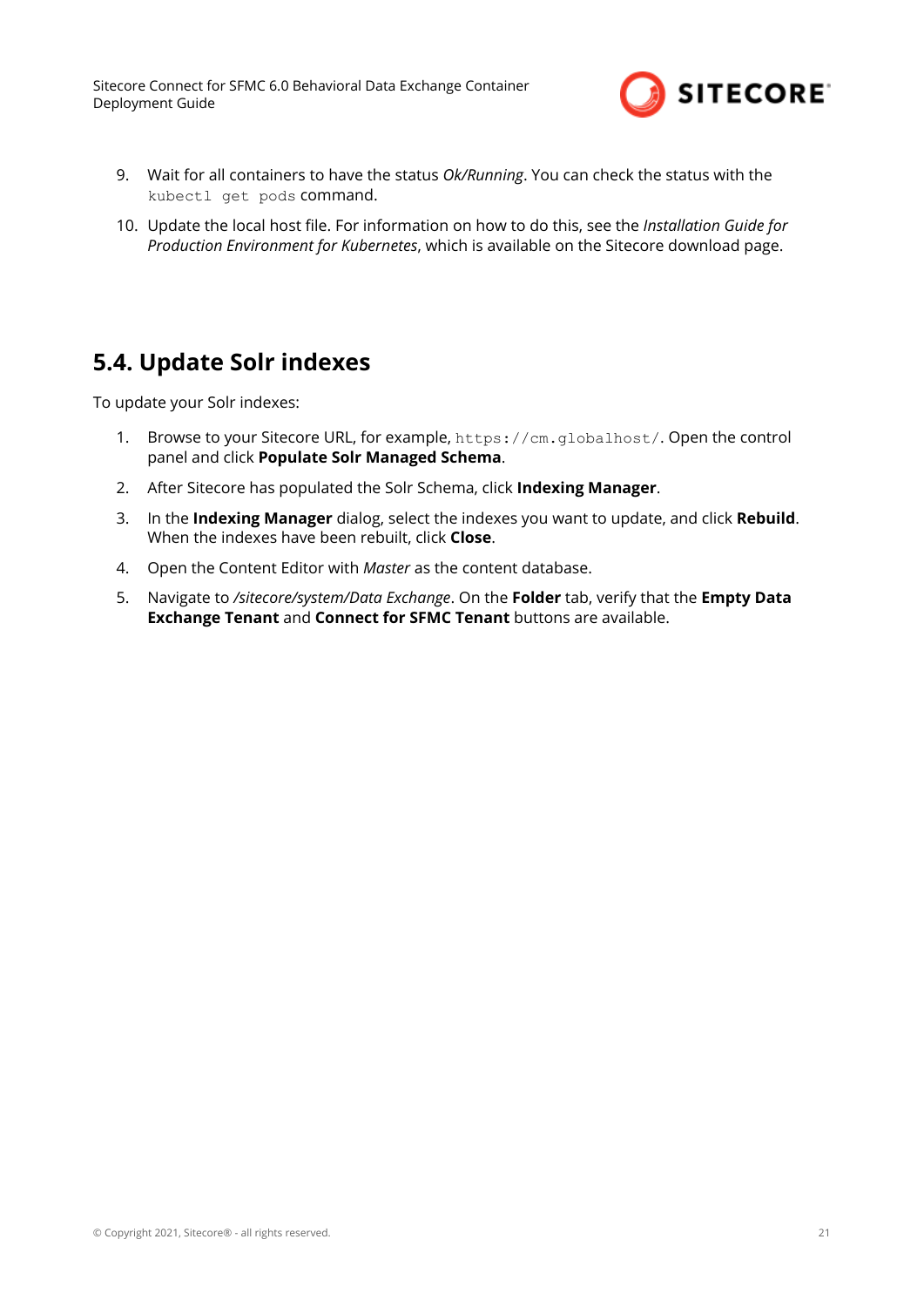9. Wait for all containers to have the status *Ok/Running*. You can check the status with the `kubectl get pods` command.
10. Update the local host file. For information on how to do this, see the *Installation Guide for Production Environment for Kubernetes*, which is available on the Sitecore download page.

## 5.4. Update Solr indexes

To update your Solr indexes:

1. Browse to your Sitecore URL, for example, `https://cm.globalhost/`. Open the control panel and click **Populate Solr Managed Schema**.
2. After Sitecore has populated the Solr Schema, click **Indexing Manager**.
3. In the **Indexing Manager** dialog, select the indexes you want to update, and click **Rebuild**. When the indexes have been rebuilt, click **Close**.
4. Open the Content Editor with *Master* as the content database.
5. Navigate to */sitecore/system/Data Exchange*. On the **Folder** tab, verify that the **Empty Data Exchange Tenant** and **Connect for SFMC Tenant** buttons are available.